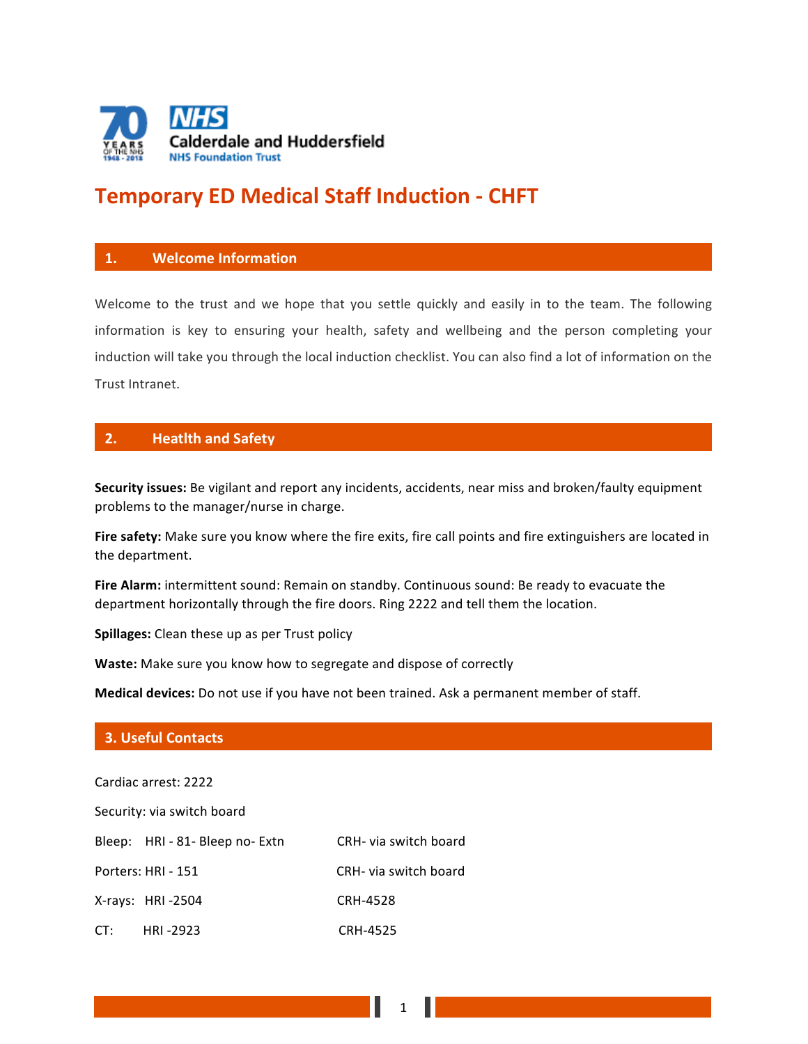NHS Calderdale and Huddersfield NHS Foundation Trust

# Temporary ED Medical Staff Induction - CHFT

## 1. Welcome Information

Welcome to the trust and we hope that you settle quickly and easily in to the team. The following information is key to ensuring your health, safety and wellbeing and the person completing your induction will take you through the local induction checklist. You can also find a lot of information on the Trust Intranet.

## 2. Heatlth and Safety

**Security issues:** Be vigilant and report any incidents, accidents, near miss and broken/faulty equipment problems to the manager/nurse in charge.

**Fire safety:** Make sure you know where the fire exits, fire call points and fire extinguishers are located in the department.

**Fire Alarm:** intermittent sound: Remain on standby. Continuous sound: Be ready to evacuate the department horizontally through the fire doors. Ring 2222 and tell them the location.

**Spillages:** Clean these up as per Trust policy

**Waste:** Make sure you know how to segregate and dispose of correctly

**Medical devices:** Do not use if you have not been trained. Ask a permanent member of staff.

## 3. Useful Contacts

Cardiac arrest: 2222

Security: via switch board

| | | |
|---|---|---|
| Bleep: | HRI - 81- Bleep no- Extn | CRH- via switch board |
| Porters: | HRI - 151 | CRH- via switch board |
| X-rays: | HRI -2504 | CRH-4528 |
| CT: | HRI -2923 | CRH-4525 |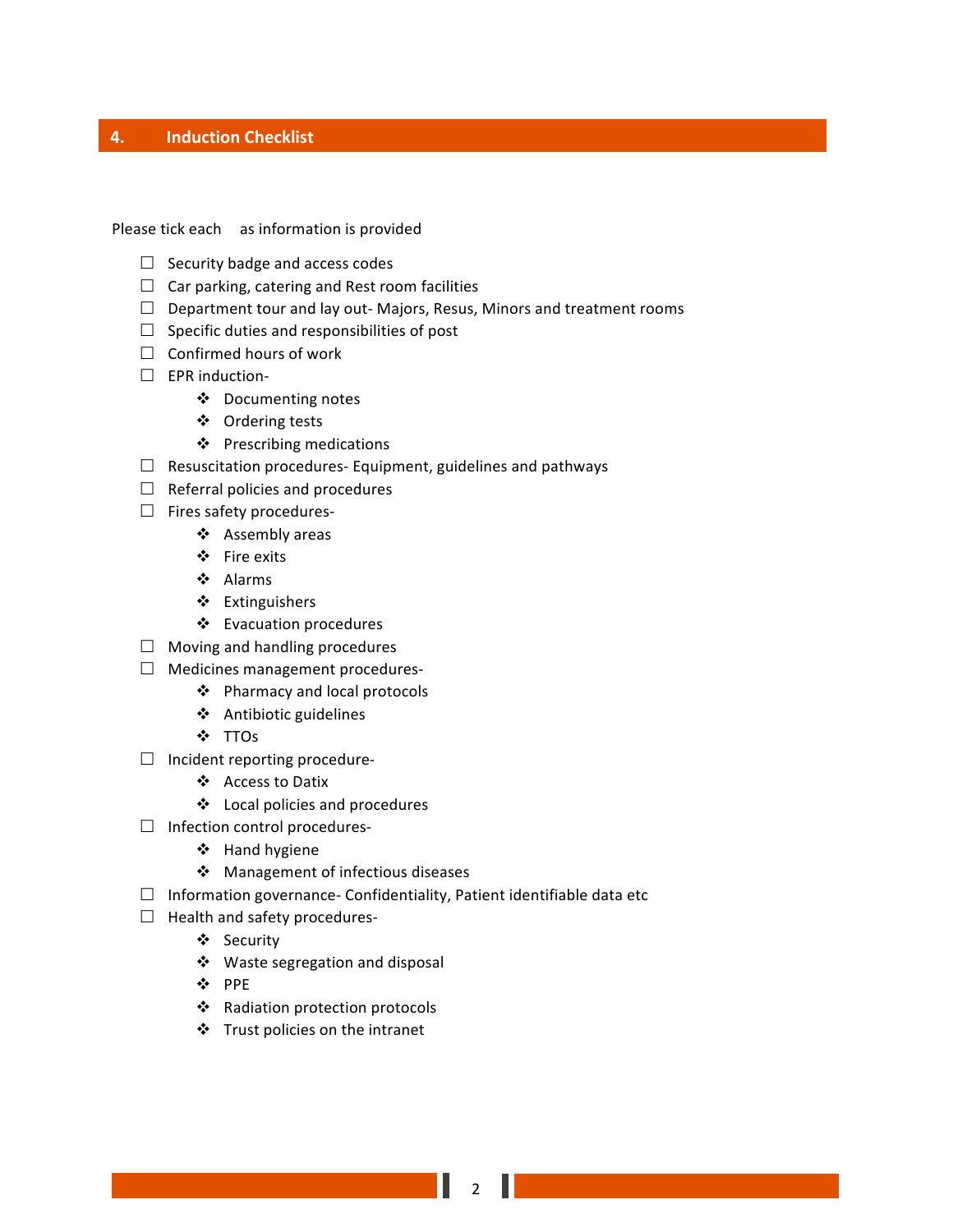## 4. Induction Checklist

Please tick each as information is provided

- ☐ Security badge and access codes
- ☐ Car parking, catering and Rest room facilities
- ☐ Department tour and lay out- Majors, Resus, Minors and treatment rooms
- ☐ Specific duties and responsibilities of post
- ☐ Confirmed hours of work
- ☐ EPR induction-
    - ❖ Documenting notes
    - ❖ Ordering tests
    - ❖ Prescribing medications
- ☐ Resuscitation procedures- Equipment, guidelines and pathways
- ☐ Referral policies and procedures
- ☐ Fires safety procedures-
    - ❖ Assembly areas
    - ❖ Fire exits
    - ❖ Alarms
    - ❖ Extinguishers
    - ❖ Evacuation procedures
- ☐ Moving and handling procedures
- ☐ Medicines management procedures-
    - ❖ Pharmacy and local protocols
    - ❖ Antibiotic guidelines
    - ❖ TTOs
- ☐ Incident reporting procedure-
    - ❖ Access to Datix
    - ❖ Local policies and procedures
- ☐ Infection control procedures-
    - ❖ Hand hygiene
    - ❖ Management of infectious diseases
- ☐ Information governance- Confidentiality, Patient identifiable data etc
- ☐ Health and safety procedures-
    - ❖ Security
    - ❖ Waste segregation and disposal
    - ❖ PPE
    - ❖ Radiation protection protocols
    - ❖ Trust policies on the intranet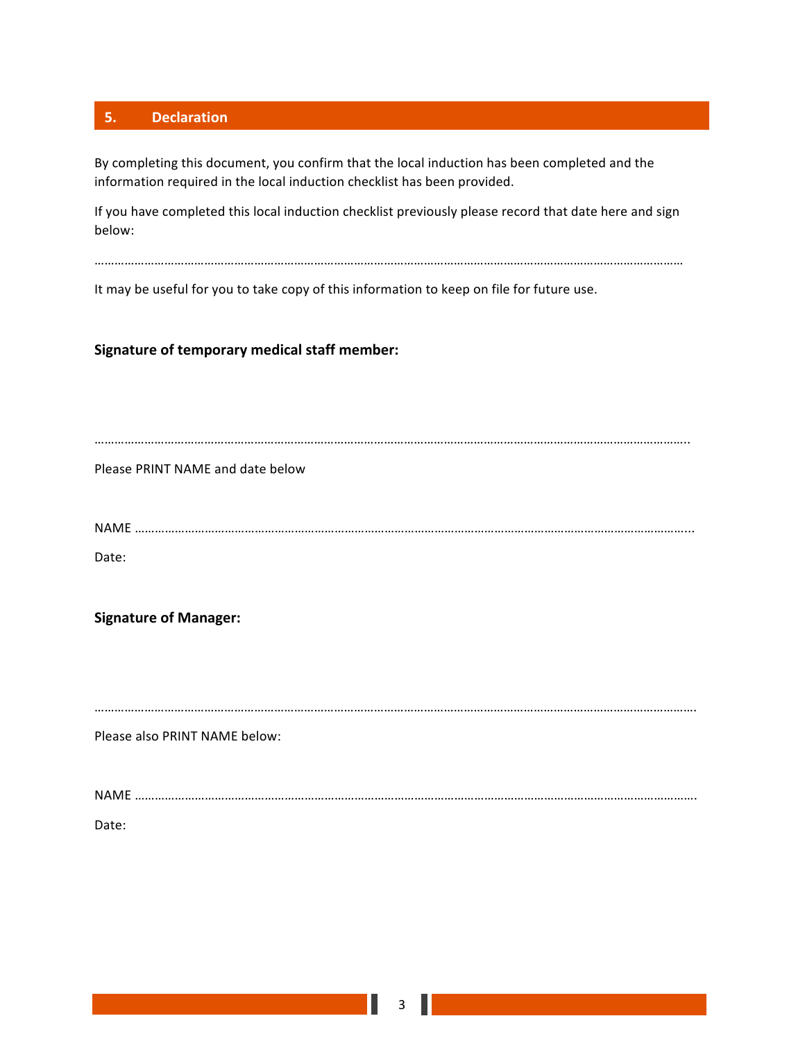## 5. Declaration

By completing this document, you confirm that the local induction has been completed and the information required in the local induction checklist has been provided.

If you have completed this local induction checklist previously please record that date here and sign below:

……………………………………………………………………………………………………………………………………………………

It may be useful for you to take copy of this information to keep on file for future use.

**Signature of temporary medical staff member:**

……………………………………………………………………………………………………………………………………………………..

Please PRINT NAME and date below

NAME ……………………………………………………………………………………………………………………………………………...

Date:

**Signature of Manager:**

…………………………………………………………………………………………………………………………………………………….

Please also PRINT NAME below:

NAME …………………………………………………………………………………………………………………………………………….

Date: